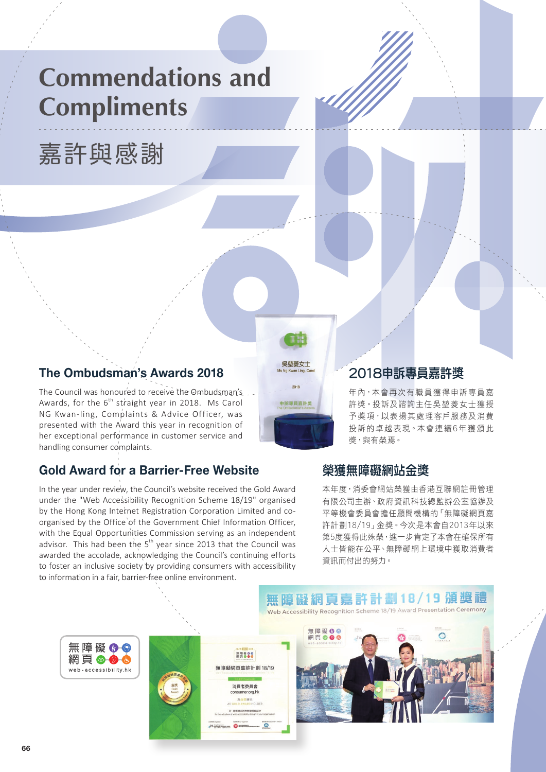# Commendations and Compliments

# 嘉許與感謝

## The Ombudsman's Awards 2018

The Council was honoured to receive the Ombudsman's Awards, for the 6th straight year in 2018. Ms Carol NG Kwan-ling, Complaints & Advice Officer, was presented with the Award this year in recognition of her exceptional performance in customer service and handling consumer complaints.

## 2018申訴專員嘉許獎

年內，本會再次有職員獲得申訴專員嘉許獎。投訴及諮詢主任吳堃菱女士獲授予獎項，以表揚其處理客戶服務及消費投訴的卓越表現。本會連續6年獲頒此獎，與有榮焉。

## Gold Award for a Barrier-Free Website

In the year under review, the Council's website received the Gold Award under the "Web Accessibility Recognition Scheme 18/19" organised by the Hong Kong Internet Registration Corporation Limited and co-organised by the Office of the Government Chief Information Officer, with the Equal Opportunities Commission serving as an independent advisor. This had been the 5th year since 2013 that the Council was awarded the accolade, acknowledging the Council's continuing efforts to foster an inclusive society by providing consumers with accessibility to information in a fair, barrier-free online environment.

## 榮獲無障礙網站金獎

本年度，消委會網站榮獲由香港互聯網註冊管理有限公司主辦、政府資訊科技總監辦公室協辦及平等機會委員會擔任顧問機構的「無障礙網頁嘉許計劃18/19」金獎。今次是本會自2013年以來第5度獲得此殊榮，進一步肯定了本會在確保所有人士皆能在公平、無障礙網上環境中獲取消費者資訊而付出的努力。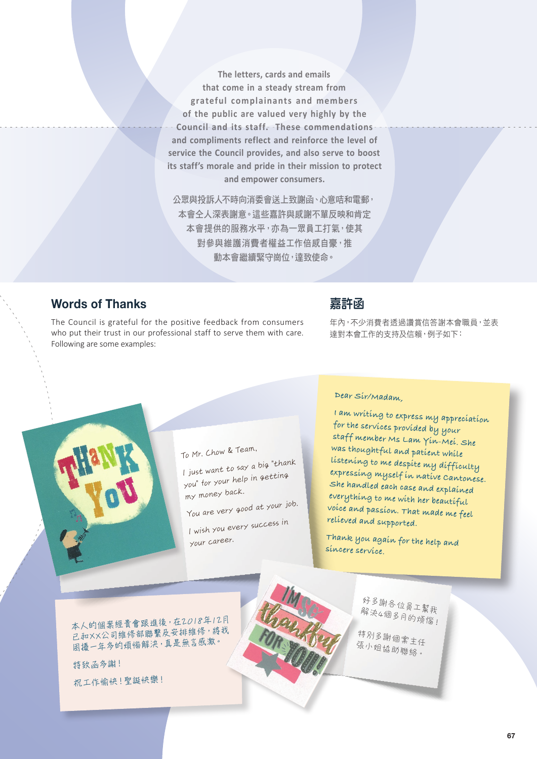The letters, cards and emails that come in a steady stream from grateful complainants and members of the public are valued very highly by the Council and its staff. These commendations and compliments reflect and reinforce the level of service the Council provides, and also serve to boost its staff's morale and pride in their mission to protect and empower consumers.

公眾與投訴人不時向消委會送上致謝函、心意咭和電郵，本會仝人深表謝意。這些嘉許與感謝不單反映和肯定本會提供的服務水平，亦為一眾員工打氣，使其對參與維護消費者權益工作倍感自豪，推動本會繼續緊守崗位，達致使命。

## Words of Thanks

The Council is grateful for the positive feedback from consumers who put their trust in our professional staff to serve them with care. Following are some examples:

## 嘉許函

年內，不少消費者透過讚賞信答謝本會職員，並表達對本會工作的支持及信賴，例子如下：

THANK YOU

To Mr. Chow & Team,

I just want to say a big "thank you" for your help in getting my money back.

You are very good at your job.

I wish you every success in your career.

Dear Sir/Madam,

I am writing to express my appreciation for the services provided by your staff member Ms Lam Yin-Mei. She was thoughtful and patient while listening to me despite my difficulty expressing myself in native Cantonese. She handled each case and explained everything to me with her beautiful voice and passion. That made me feel relieved and supported.

Thank you again for the help and sincere service.

本人的個案經貴會跟進後，在2018年12月已和XX公司維修部聯繫及安排維修，將我困擾一年多的煩惱解決，真是無言感激。

特致函多謝！

祝工作愉快！聖誕快樂！

I'M SO thankful FOR YOU!

好多謝各位員工幫我解決4個多月的煩惱！

特別多謝個案主任張小姐協助聯絡。